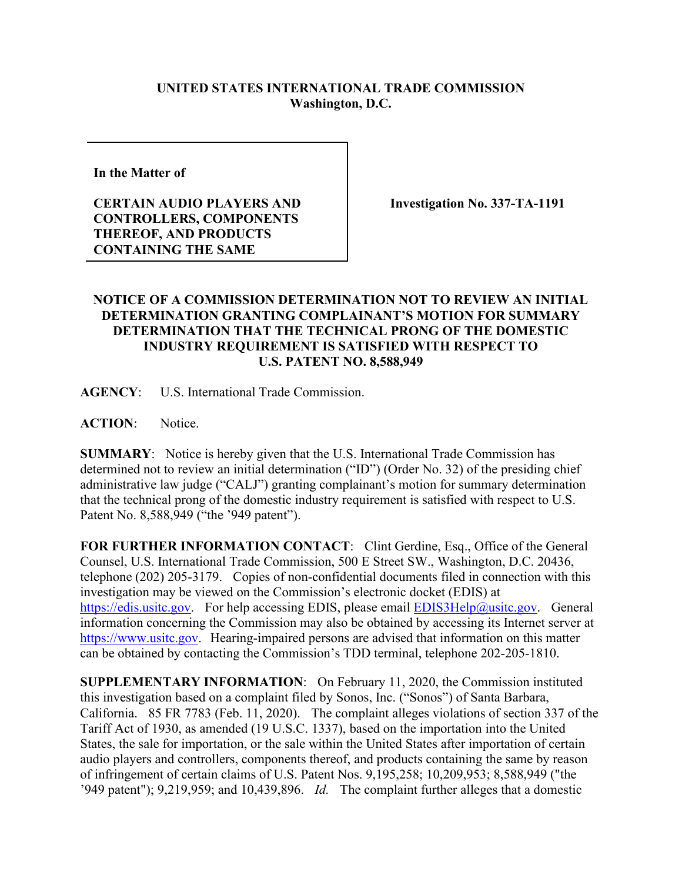**UNITED STATES INTERNATIONAL TRADE COMMISSION**
**Washington, D.C.**

**In the Matter of**

**CERTAIN AUDIO PLAYERS AND CONTROLLERS, COMPONENTS THEREOF, AND PRODUCTS CONTAINING THE SAME**

**Investigation No. 337-TA-1191**

**NOTICE OF A COMMISSION DETERMINATION NOT TO REVIEW AN INITIAL DETERMINATION GRANTING COMPLAINANT'S MOTION FOR SUMMARY DETERMINATION THAT THE TECHNICAL PRONG OF THE DOMESTIC INDUSTRY REQUIREMENT IS SATISFIED WITH RESPECT TO U.S. PATENT NO. 8,588,949**

**AGENCY**: U.S. International Trade Commission.

**ACTION**: Notice.

**SUMMARY**: Notice is hereby given that the U.S. International Trade Commission has determined not to review an initial determination ("ID") (Order No. 32) of the presiding chief administrative law judge ("CALJ") granting complainant's motion for summary determination that the technical prong of the domestic industry requirement is satisfied with respect to U.S. Patent No. 8,588,949 ("the '949 patent").

**FOR FURTHER INFORMATION CONTACT**: Clint Gerdine, Esq., Office of the General Counsel, U.S. International Trade Commission, 500 E Street SW., Washington, D.C. 20436, telephone (202) 205-3179. Copies of non-confidential documents filed in connection with this investigation may be viewed on the Commission's electronic docket (EDIS) at https://edis.usitc.gov. For help accessing EDIS, please email EDIS3Help@usitc.gov. General information concerning the Commission may also be obtained by accessing its Internet server at https://www.usitc.gov. Hearing-impaired persons are advised that information on this matter can be obtained by contacting the Commission's TDD terminal, telephone 202-205-1810.

**SUPPLEMENTARY INFORMATION**: On February 11, 2020, the Commission instituted this investigation based on a complaint filed by Sonos, Inc. ("Sonos") of Santa Barbara, California. 85 FR 7783 (Feb. 11, 2020). The complaint alleges violations of section 337 of the Tariff Act of 1930, as amended (19 U.S.C. 1337), based on the importation into the United States, the sale for importation, or the sale within the United States after importation of certain audio players and controllers, components thereof, and products containing the same by reason of infringement of certain claims of U.S. Patent Nos. 9,195,258; 10,209,953; 8,588,949 ("the '949 patent"); 9,219,959; and 10,439,896. *Id.* The complaint further alleges that a domestic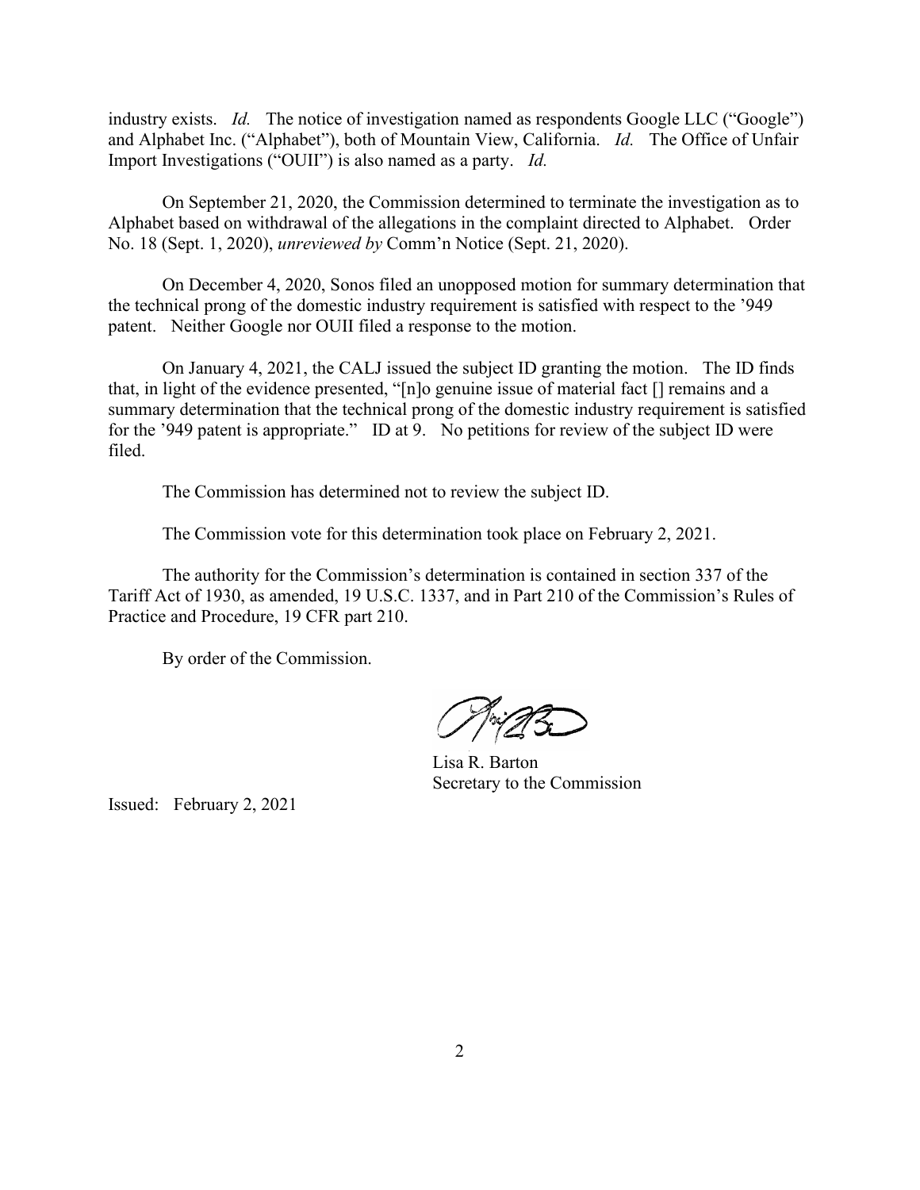industry exists. *Id.* The notice of investigation named as respondents Google LLC ("Google") and Alphabet Inc. ("Alphabet"), both of Mountain View, California. *Id.* The Office of Unfair Import Investigations ("OUII") is also named as a party. *Id.*

On September 21, 2020, the Commission determined to terminate the investigation as to Alphabet based on withdrawal of the allegations in the complaint directed to Alphabet. Order No. 18 (Sept. 1, 2020), *unreviewed by* Comm'n Notice (Sept. 21, 2020).

On December 4, 2020, Sonos filed an unopposed motion for summary determination that the technical prong of the domestic industry requirement is satisfied with respect to the '949 patent. Neither Google nor OUII filed a response to the motion.

On January 4, 2021, the CALJ issued the subject ID granting the motion. The ID finds that, in light of the evidence presented, "[n]o genuine issue of material fact [] remains and a summary determination that the technical prong of the domestic industry requirement is satisfied for the '949 patent is appropriate." ID at 9. No petitions for review of the subject ID were filed.

The Commission has determined not to review the subject ID.

The Commission vote for this determination took place on February 2, 2021.

The authority for the Commission's determination is contained in section 337 of the Tariff Act of 1930, as amended, 19 U.S.C. 1337, and in Part 210 of the Commission's Rules of Practice and Procedure, 19 CFR part 210.

By order of the Commission.

Lisa R. Barton
Secretary to the Commission

Issued: February 2, 2021